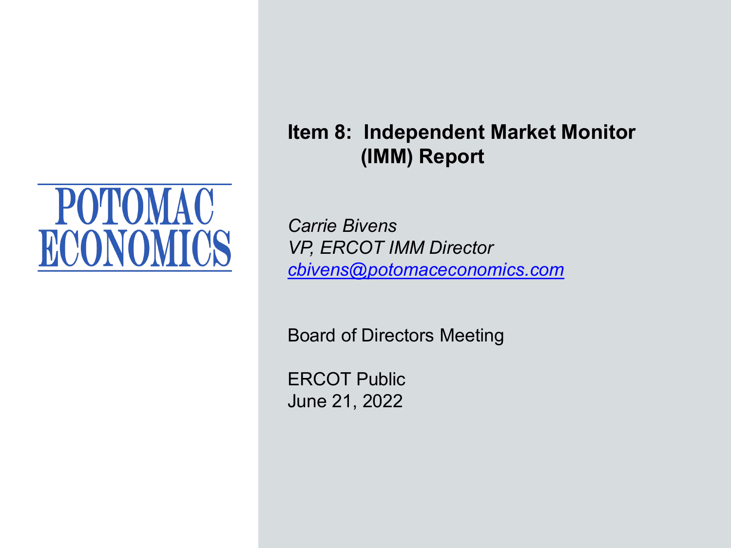POTOMAC ECONOMICS

# Item 8: Independent Market Monitor (IMM) Report

*Carrie Bivens*
*VP, ERCOT IMM Director*
*cbivens@potomaceconomics.com*

Board of Directors Meeting

ERCOT Public
June 21, 2022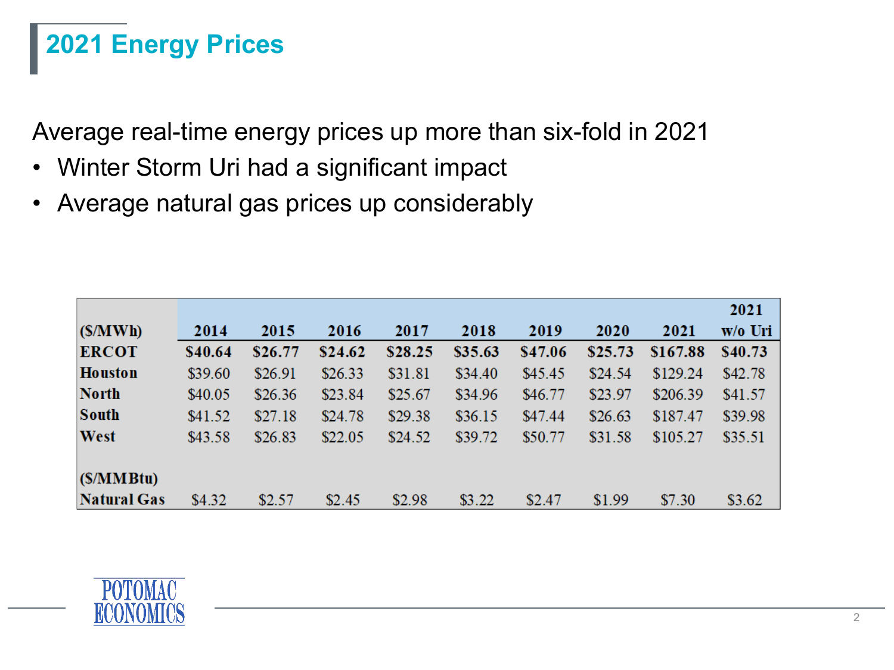# 2021 Energy Prices

Average real-time energy prices up more than six-fold in 2021

- Winter Storm Uri had a significant impact
- Average natural gas prices up considerably

| ($/MWh) | 2014 | 2015 | 2016 | 2017 | 2018 | 2019 | 2020 | 2021 | 2021 w/o Uri |
|---|---|---|---|---|---|---|---|---|---|
| **ERCOT** | **$40.64** | **$26.77** | **$24.62** | **$28.25** | **$35.63** | **$47.06** | **$25.73** | **$167.88** | **$40.73** |
| **Houston** | $39.60 | $26.91 | $26.33 | $31.81 | $34.40 | $45.45 | $24.54 | $129.24 | $42.78 |
| **North** | $40.05 | $26.36 | $23.84 | $25.67 | $34.96 | $46.77 | $23.97 | $206.39 | $41.57 |
| **South** | $41.52 | $27.18 | $24.78 | $29.38 | $36.15 | $47.44 | $26.63 | $187.47 | $39.98 |
| **West** | $43.58 | $26.83 | $22.05 | $24.52 | $39.72 | $50.77 | $31.58 | $105.27 | $35.51 |
| **($/MMBtu)** | | | | | | | | | |
| **Natural Gas** | $4.32 | $2.57 | $2.45 | $2.98 | $3.22 | $2.47 | $1.99 | $7.30 | $3.62 |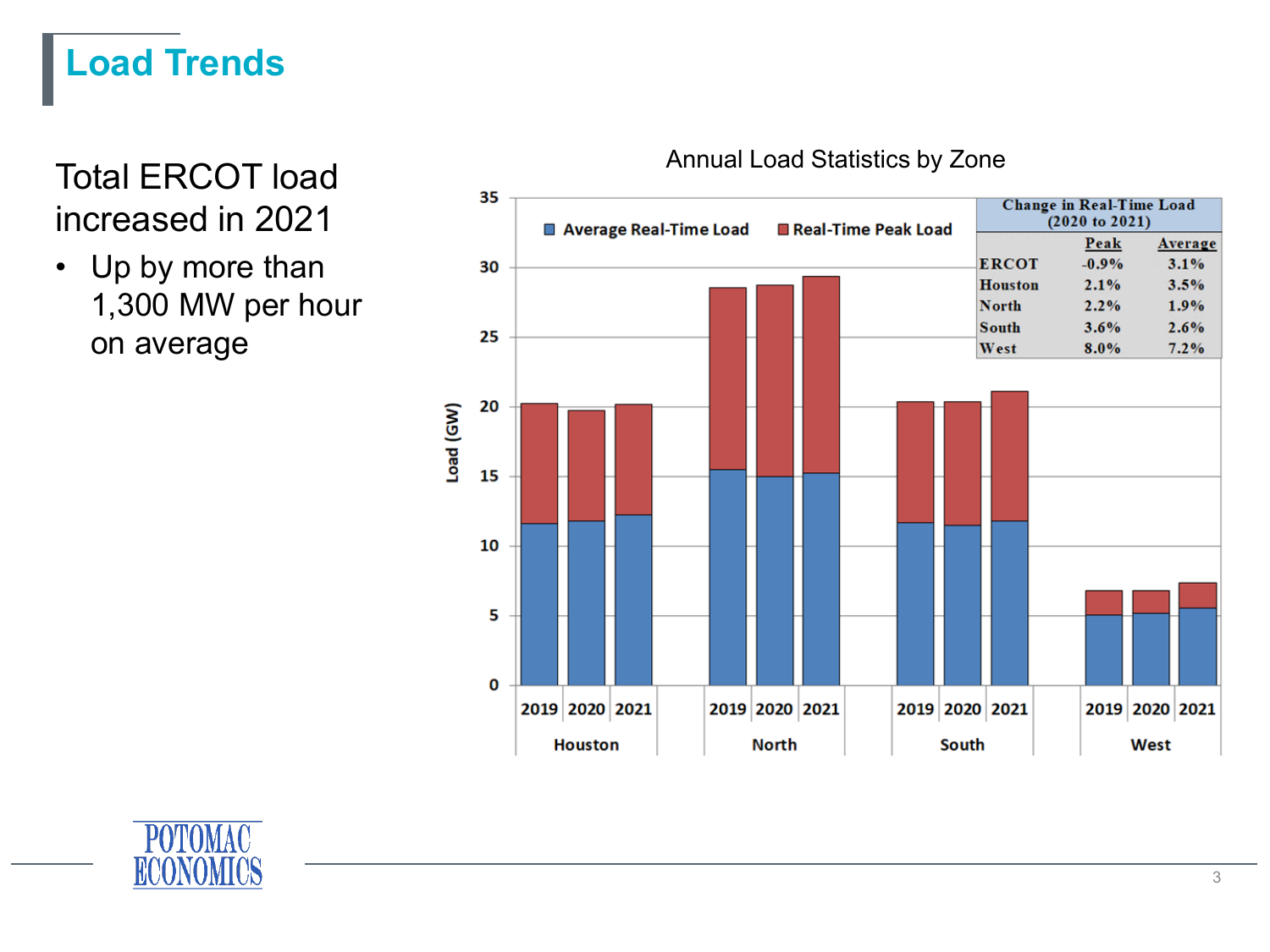# Load Trends

Total ERCOT load increased in 2021

- Up by more than 1,300 MW per hour on average

Annual Load Statistics by Zone

| Change in Real-Time Load (2020 to 2021) | | |
|---|---|---|
| | Peak | Average |
| ERCOT | -0.9% | 3.1% |
| Houston | 2.1% | 3.5% |
| North | 2.2% | 1.9% |
| South | 3.6% | 2.6% |
| West | 8.0% | 7.2% |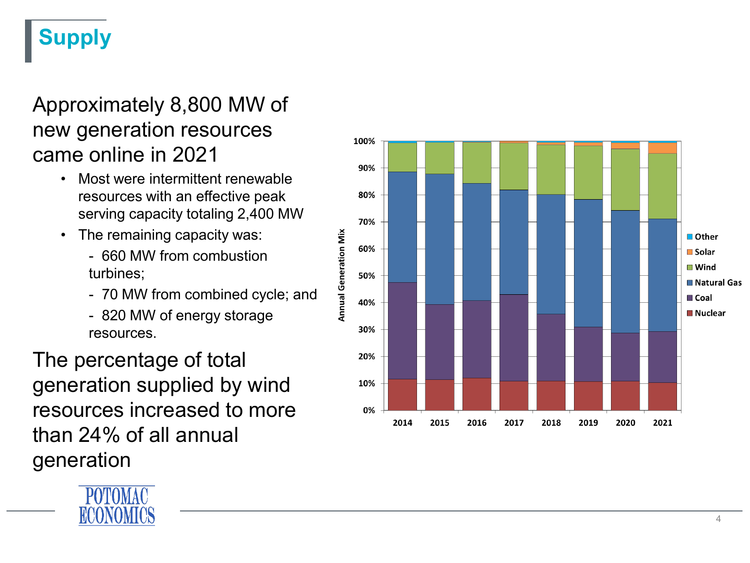# Supply

Approximately 8,800 MW of new generation resources came online in 2021

- Most were intermittent renewable resources with an effective peak serving capacity totaling 2,400 MW
- The remaining capacity was:
  - 660 MW from combustion turbines;
  - 70 MW from combined cycle; and
  - 820 MW of energy storage resources.

The percentage of total generation supplied by wind resources increased to more than 24% of all annual generation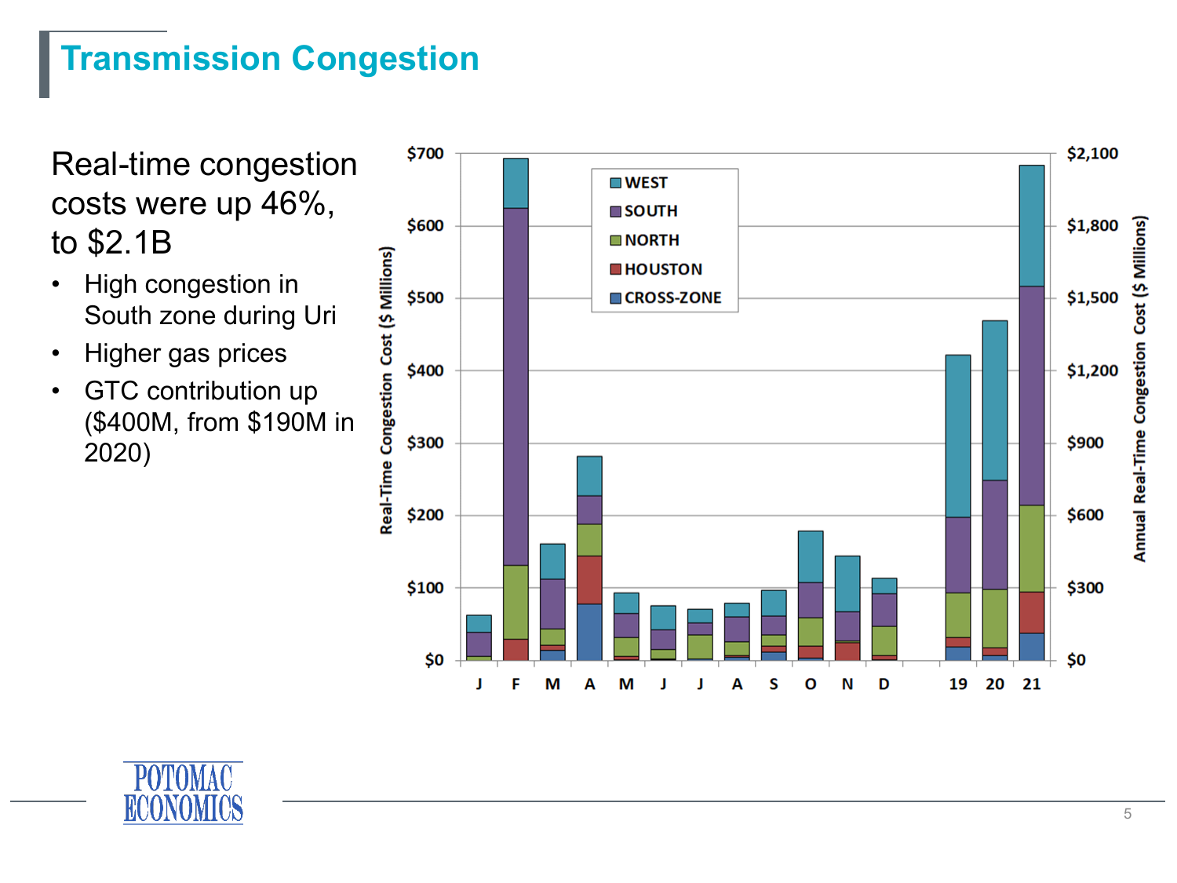# Transmission Congestion

Real-time congestion costs were up 46%, to $2.1B

- High congestion in South zone during Uri
- Higher gas prices
- GTC contribution up ($400M, from $190M in 2020)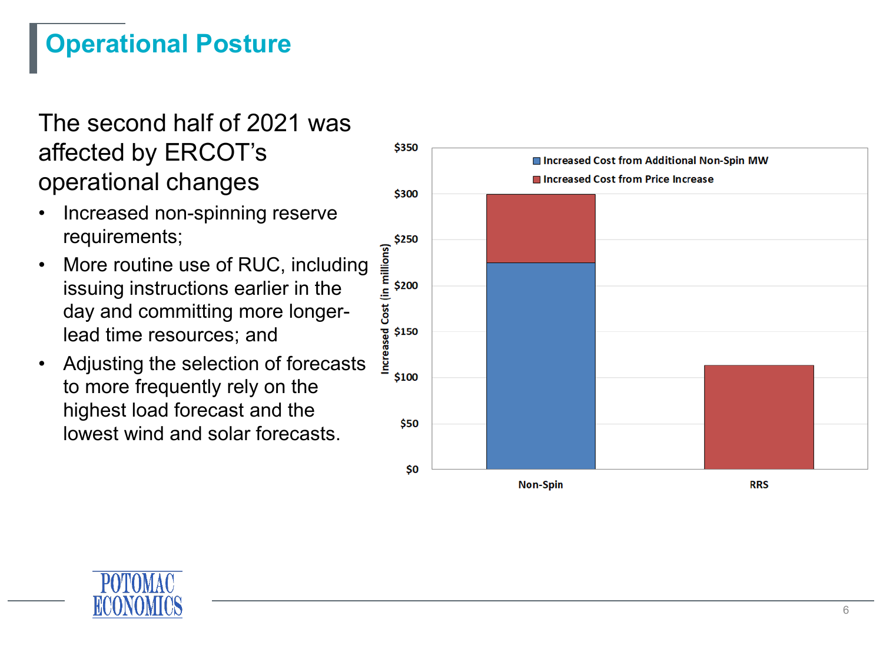# Operational Posture

## The second half of 2021 was affected by ERCOT's operational changes

- Increased non-spinning reserve requirements;
- More routine use of RUC, including issuing instructions earlier in the day and committing more longer-lead time resources; and
- Adjusting the selection of forecasts to more frequently rely on the highest load forecast and the lowest wind and solar forecasts.

Increased Cost (in millions)

- Increased Cost from Additional Non-Spin MW
- Increased Cost from Price Increase

$350 $300 $250 $200 $150 $100 $50 $0

Non-Spin RRS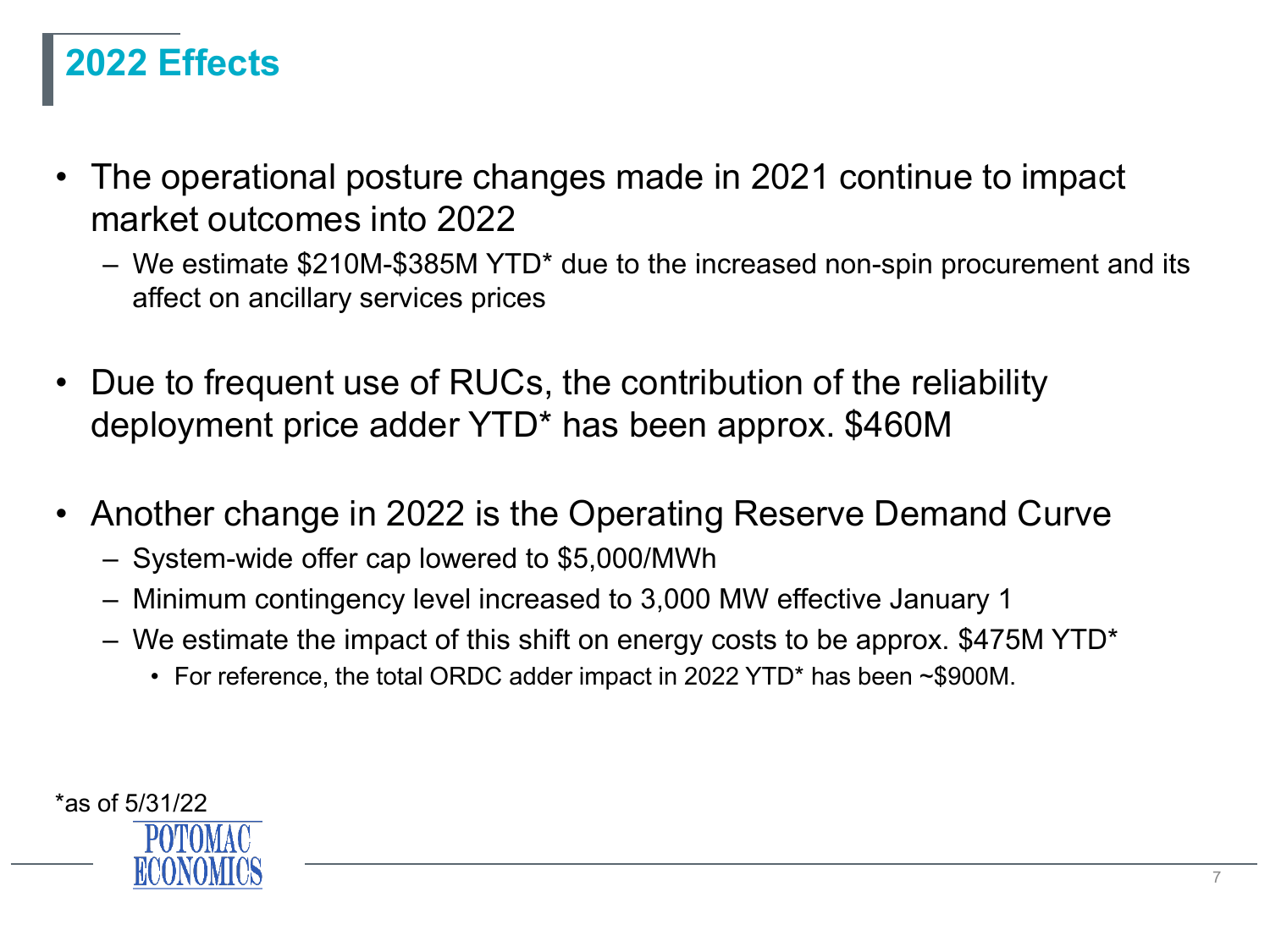# 2022 Effects

- The operational posture changes made in 2021 continue to impact market outcomes into 2022
  - We estimate $210M-$385M YTD* due to the increased non-spin procurement and its affect on ancillary services prices
- Due to frequent use of RUCs, the contribution of the reliability deployment price adder YTD* has been approx. $460M
- Another change in 2022 is the Operating Reserve Demand Curve
  - System-wide offer cap lowered to $5,000/MWh
  - Minimum contingency level increased to 3,000 MW effective January 1
  - We estimate the impact of this shift on energy costs to be approx. $475M YTD*
    - For reference, the total ORDC adder impact in 2022 YTD* has been ~$900M.

*as of 5/31/22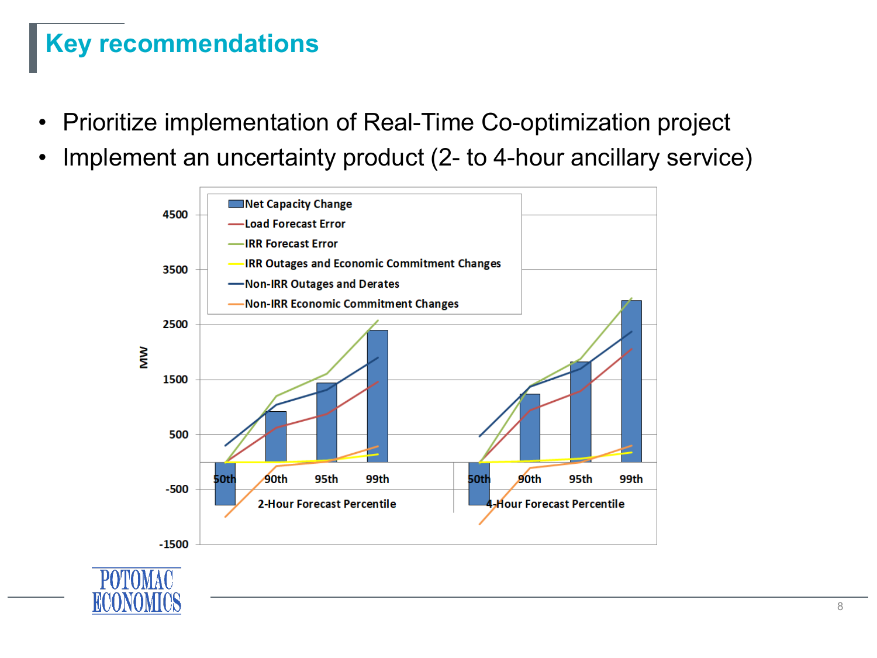# Key recommendations

- Prioritize implementation of Real-Time Co-optimization project
- Implement an uncertainty product (2- to 4-hour ancillary service)

Net Capacity Change

Load Forecast Error

IRR Forecast Error

IRR Outages and Economic Commitment Changes

Non-IRR Outages and Derates

Non-IRR Economic Commitment Changes

MW

4500

3500

2500

1500

500

-500

-1500

50th 90th 95th 99th

2-Hour Forecast Percentile

50th 90th 95th 99th

4-Hour Forecast Percentile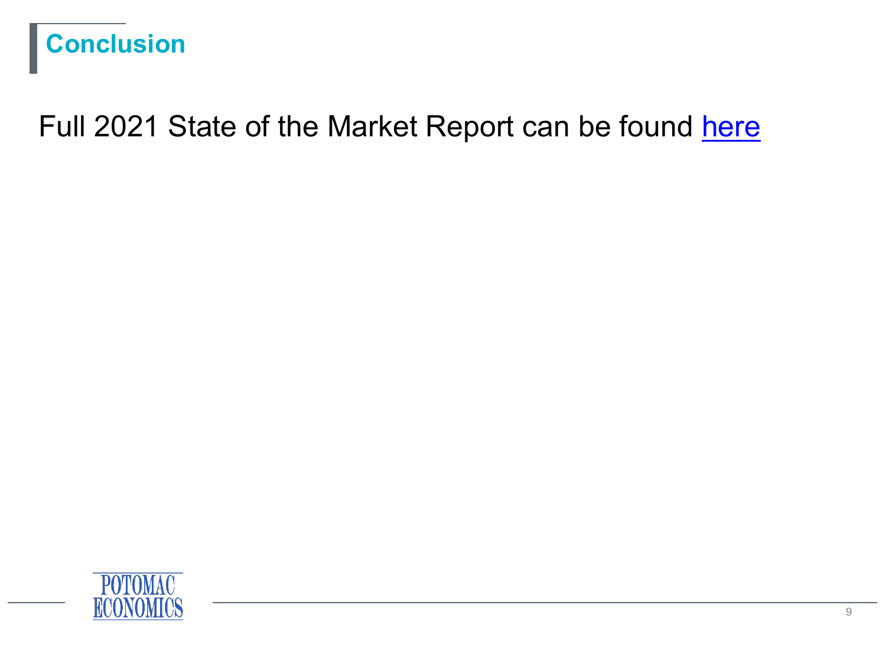## Conclusion

Full 2021 State of the Market Report can be found here